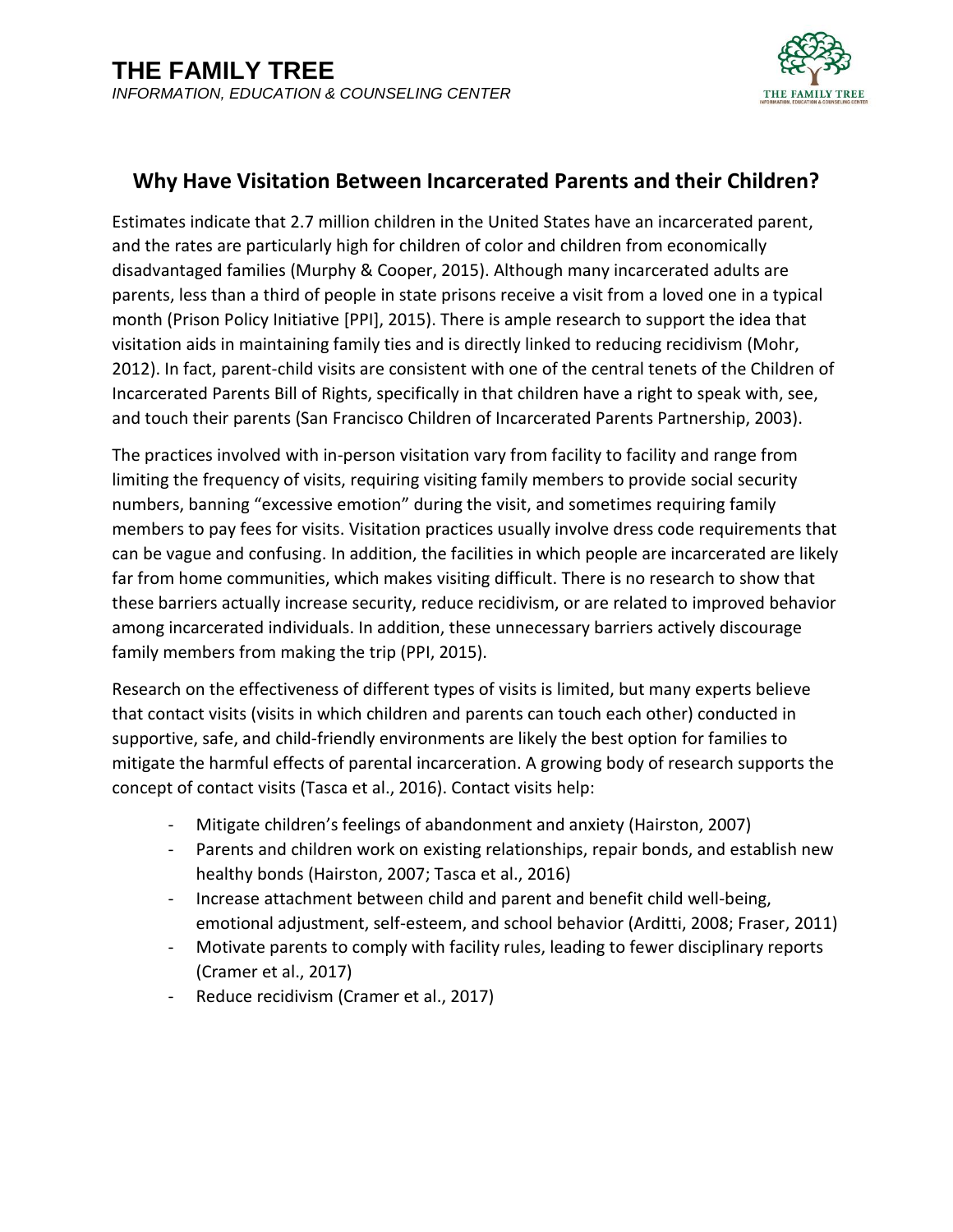# THE FAMILY TREE

*INFORMATION, EDUCATION & COUNSELING CENTER*

## Why Have Visitation Between Incarcerated Parents and their Children?

Estimates indicate that 2.7 million children in the United States have an incarcerated parent, and the rates are particularly high for children of color and children from economically disadvantaged families (Murphy & Cooper, 2015). Although many incarcerated adults are parents, less than a third of people in state prisons receive a visit from a loved one in a typical month (Prison Policy Initiative [PPI], 2015). There is ample research to support the idea that visitation aids in maintaining family ties and is directly linked to reducing recidivism (Mohr, 2012). In fact, parent-child visits are consistent with one of the central tenets of the Children of Incarcerated Parents Bill of Rights, specifically in that children have a right to speak with, see, and touch their parents (San Francisco Children of Incarcerated Parents Partnership, 2003).

The practices involved with in-person visitation vary from facility to facility and range from limiting the frequency of visits, requiring visiting family members to provide social security numbers, banning "excessive emotion" during the visit, and sometimes requiring family members to pay fees for visits. Visitation practices usually involve dress code requirements that can be vague and confusing. In addition, the facilities in which people are incarcerated are likely far from home communities, which makes visiting difficult. There is no research to show that these barriers actually increase security, reduce recidivism, or are related to improved behavior among incarcerated individuals. In addition, these unnecessary barriers actively discourage family members from making the trip (PPI, 2015).

Research on the effectiveness of different types of visits is limited, but many experts believe that contact visits (visits in which children and parents can touch each other) conducted in supportive, safe, and child-friendly environments are likely the best option for families to mitigate the harmful effects of parental incarceration. A growing body of research supports the concept of contact visits (Tasca et al., 2016). Contact visits help:

- Mitigate children's feelings of abandonment and anxiety (Hairston, 2007)
- Parents and children work on existing relationships, repair bonds, and establish new healthy bonds (Hairston, 2007; Tasca et al., 2016)
- Increase attachment between child and parent and benefit child well-being, emotional adjustment, self-esteem, and school behavior (Arditti, 2008; Fraser, 2011)
- Motivate parents to comply with facility rules, leading to fewer disciplinary reports (Cramer et al., 2017)
- Reduce recidivism (Cramer et al., 2017)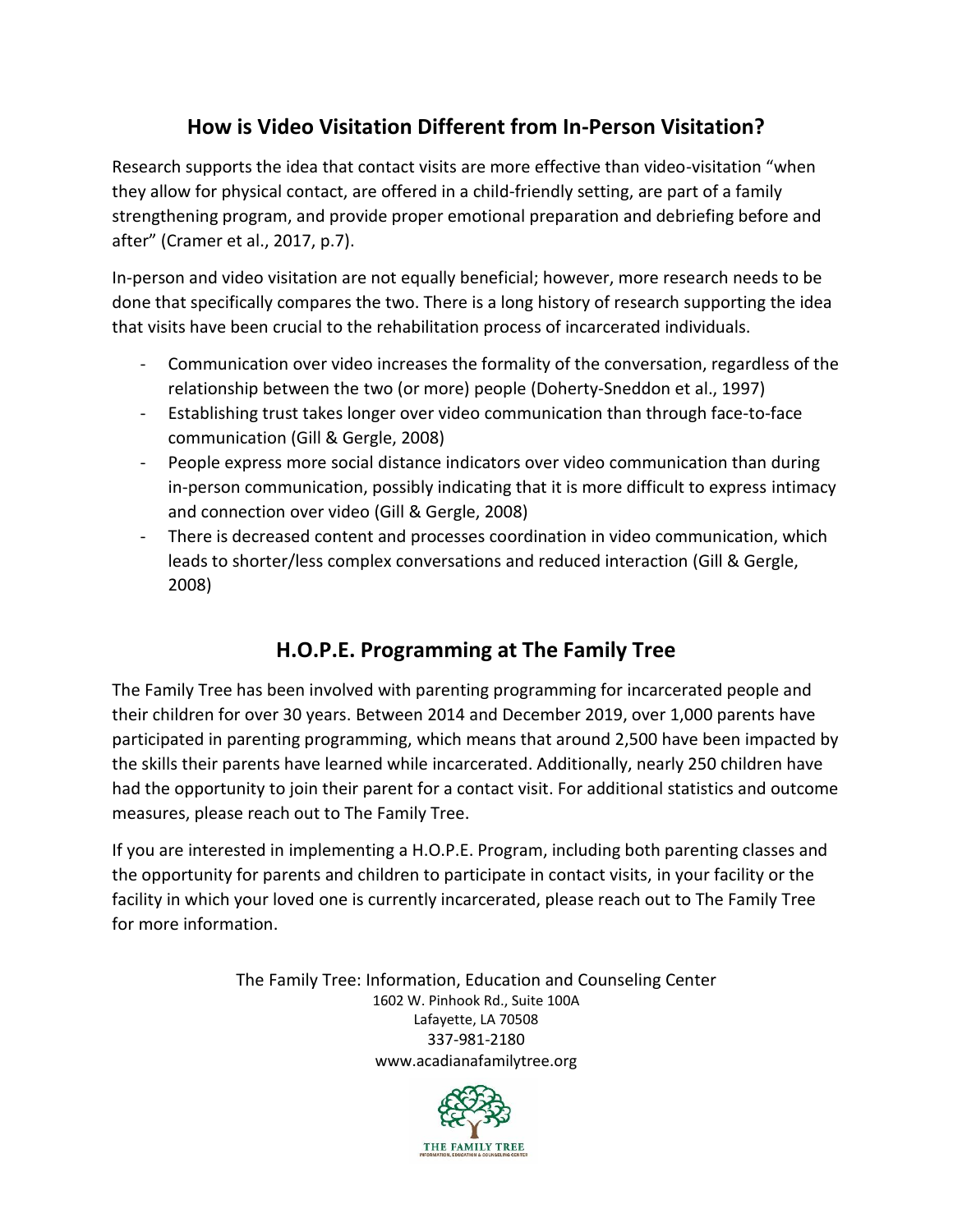## How is Video Visitation Different from In-Person Visitation?

Research supports the idea that contact visits are more effective than video-visitation "when they allow for physical contact, are offered in a child-friendly setting, are part of a family strengthening program, and provide proper emotional preparation and debriefing before and after" (Cramer et al., 2017, p.7).

In-person and video visitation are not equally beneficial; however, more research needs to be done that specifically compares the two. There is a long history of research supporting the idea that visits have been crucial to the rehabilitation process of incarcerated individuals.

- Communication over video increases the formality of the conversation, regardless of the relationship between the two (or more) people (Doherty-Sneddon et al., 1997)
- Establishing trust takes longer over video communication than through face-to-face communication (Gill & Gergle, 2008)
- People express more social distance indicators over video communication than during in-person communication, possibly indicating that it is more difficult to express intimacy and connection over video (Gill & Gergle, 2008)
- There is decreased content and processes coordination in video communication, which leads to shorter/less complex conversations and reduced interaction (Gill & Gergle, 2008)

## H.O.P.E. Programming at The Family Tree

The Family Tree has been involved with parenting programming for incarcerated people and their children for over 30 years. Between 2014 and December 2019, over 1,000 parents have participated in parenting programming, which means that around 2,500 have been impacted by the skills their parents have learned while incarcerated. Additionally, nearly 250 children have had the opportunity to join their parent for a contact visit. For additional statistics and outcome measures, please reach out to The Family Tree.

If you are interested in implementing a H.O.P.E. Program, including both parenting classes and the opportunity for parents and children to participate in contact visits, in your facility or the facility in which your loved one is currently incarcerated, please reach out to The Family Tree for more information.

The Family Tree: Information, Education and Counseling Center
1602 W. Pinhook Rd., Suite 100A
Lafayette, LA 70508
337-981-2180
www.acadianafamilytree.org

THE FAMILY TREE
INFORMATION, EDUCATION & COUNSELING CENTER